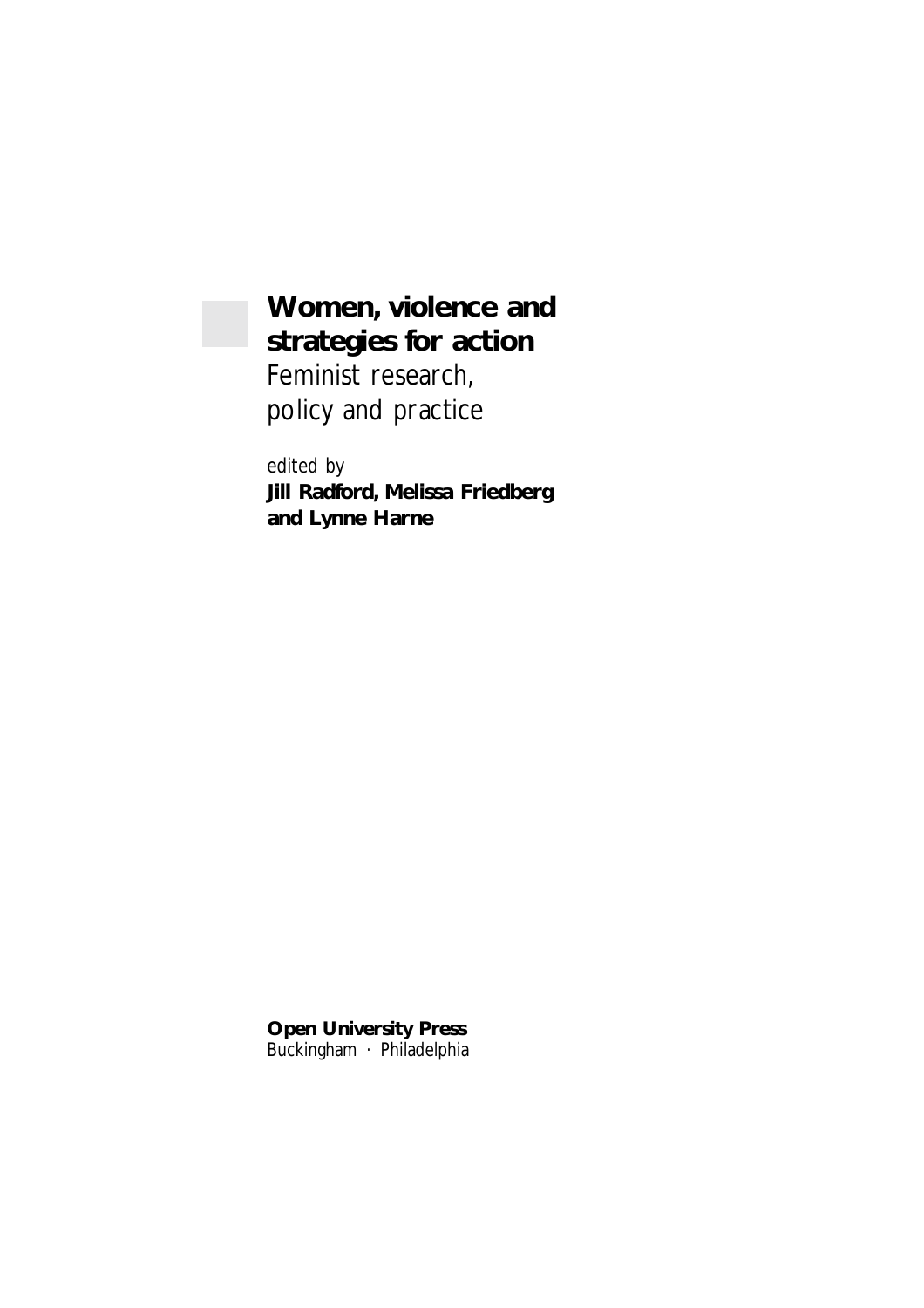# Women, violence and strategies for action

## Feminist research, policy and practice

*edited by*

**Jill Radford, Melissa Friedberg and Lynne Harne**

**Open University Press**
Buckingham · Philadelphia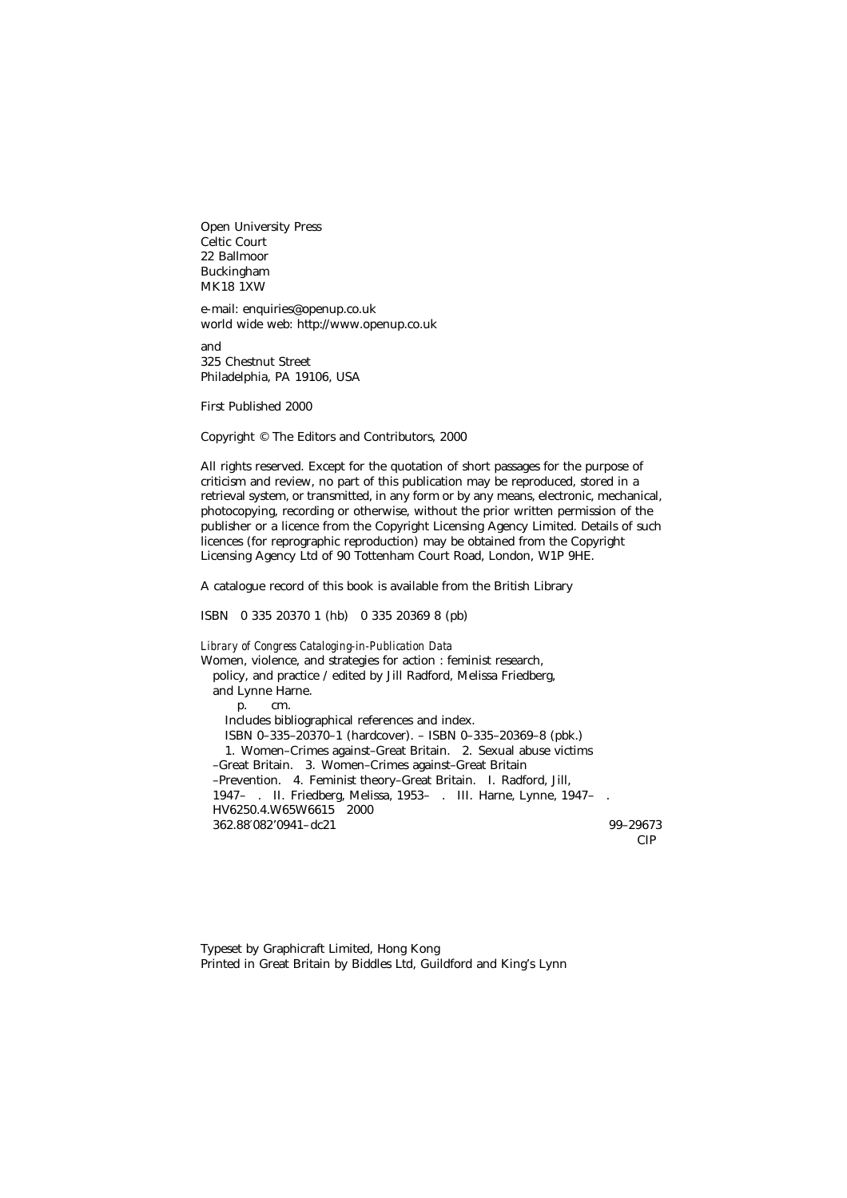Open University Press
Celtic Court
22 Ballmoor
Buckingham
MK18 1XW

e-mail: enquiries@openup.co.uk
world wide web: http://www.openup.co.uk

and
325 Chestnut Street
Philadelphia, PA 19106, USA

First Published 2000

Copyright © The Editors and Contributors, 2000

All rights reserved. Except for the quotation of short passages for the purpose of criticism and review, no part of this publication may be reproduced, stored in a retrieval system, or transmitted, in any form or by any means, electronic, mechanical, photocopying, recording or otherwise, without the prior written permission of the publisher or a licence from the Copyright Licensing Agency Limited. Details of such licences (for reprographic reproduction) may be obtained from the Copyright Licensing Agency Ltd of 90 Tottenham Court Road, London, W1P 9HE.

A catalogue record of this book is available from the British Library

ISBN 0 335 20370 1 (hb) 0 335 20369 8 (pb)

*Library of Congress Cataloging-in-Publication Data*
Women, violence, and strategies for action : feminist research, policy, and practice / edited by Jill Radford, Melissa Friedberg, and Lynne Harne.
p. cm.
Includes bibliographical references and index.
ISBN 0–335–20370–1 (hardcover). – ISBN 0–335–20369–8 (pbk.)
1. Women–Crimes against–Great Britain. 2. Sexual abuse victims –Great Britain. 3. Women–Crimes against–Great Britain –Prevention. 4. Feminist theory–Great Britain. I. Radford, Jill, 1947– . II. Friedberg, Melissa, 1953– . III. Harne, Lynne, 1947– .
HV6250.4.W65W6615 2000
362.88′082′0941–dc21 99–29673
CIP

Typeset by Graphicraft Limited, Hong Kong
Printed in Great Britain by Biddles Ltd, Guildford and King's Lynn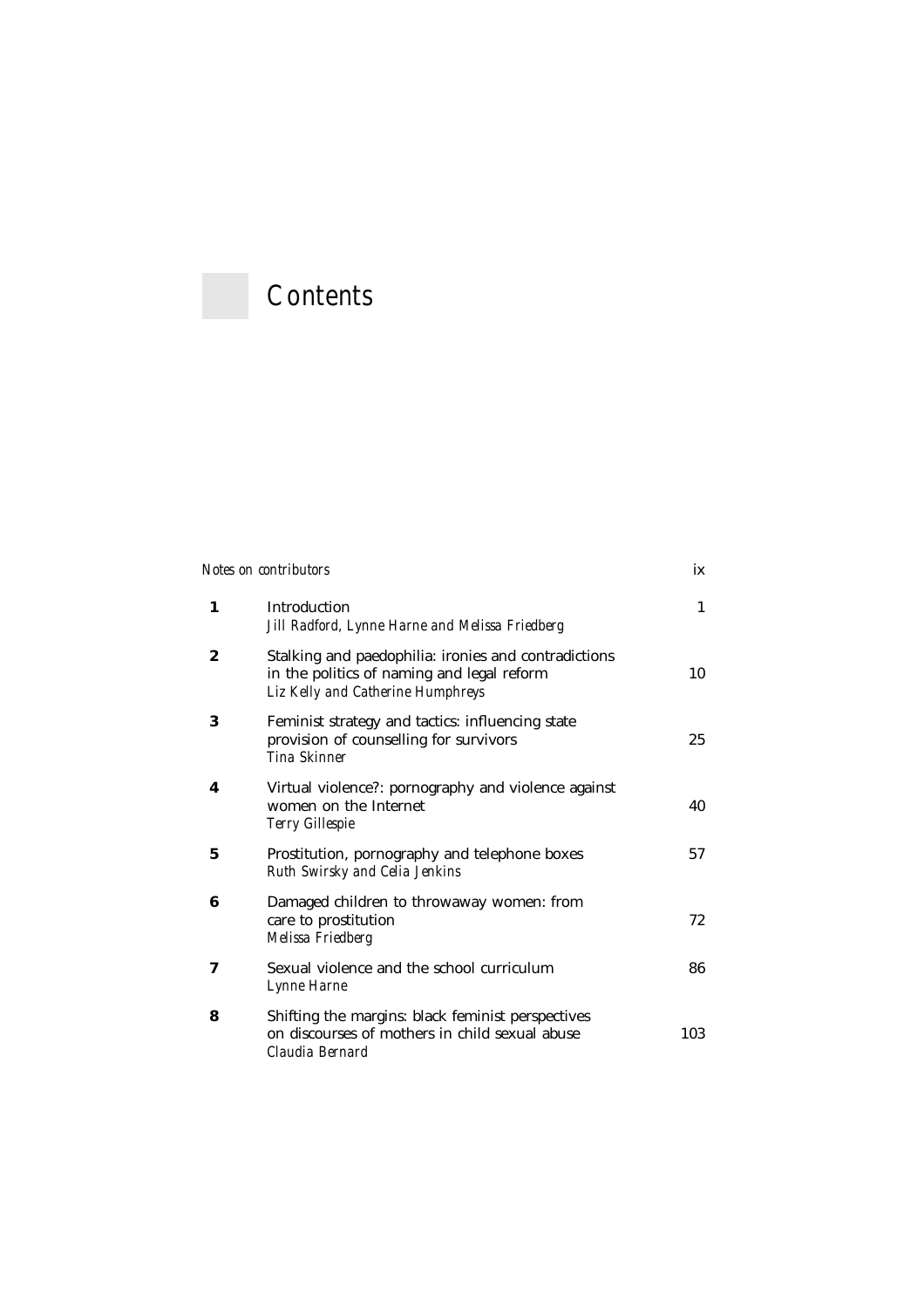# Contents

| | | |
|---|---|---|
| *Notes on contributors* | | ix |
| **1** | Introduction<br>*Jill Radford, Lynne Harne and Melissa Friedberg* | 1 |
| **2** | Stalking and paedophilia: ironies and contradictions in the politics of naming and legal reform<br>*Liz Kelly and Catherine Humphreys* | 10 |
| **3** | Feminist strategy and tactics: influencing state provision of counselling for survivors<br>*Tina Skinner* | 25 |
| **4** | Virtual violence?: pornography and violence against women on the Internet<br>*Terry Gillespie* | 40 |
| **5** | Prostitution, pornography and telephone boxes<br>*Ruth Swirsky and Celia Jenkins* | 57 |
| **6** | Damaged children to throwaway women: from care to prostitution<br>*Melissa Friedberg* | 72 |
| **7** | Sexual violence and the school curriculum<br>*Lynne Harne* | 86 |
| **8** | Shifting the margins: black feminist perspectives on discourses of mothers in child sexual abuse<br>*Claudia Bernard* | 103 |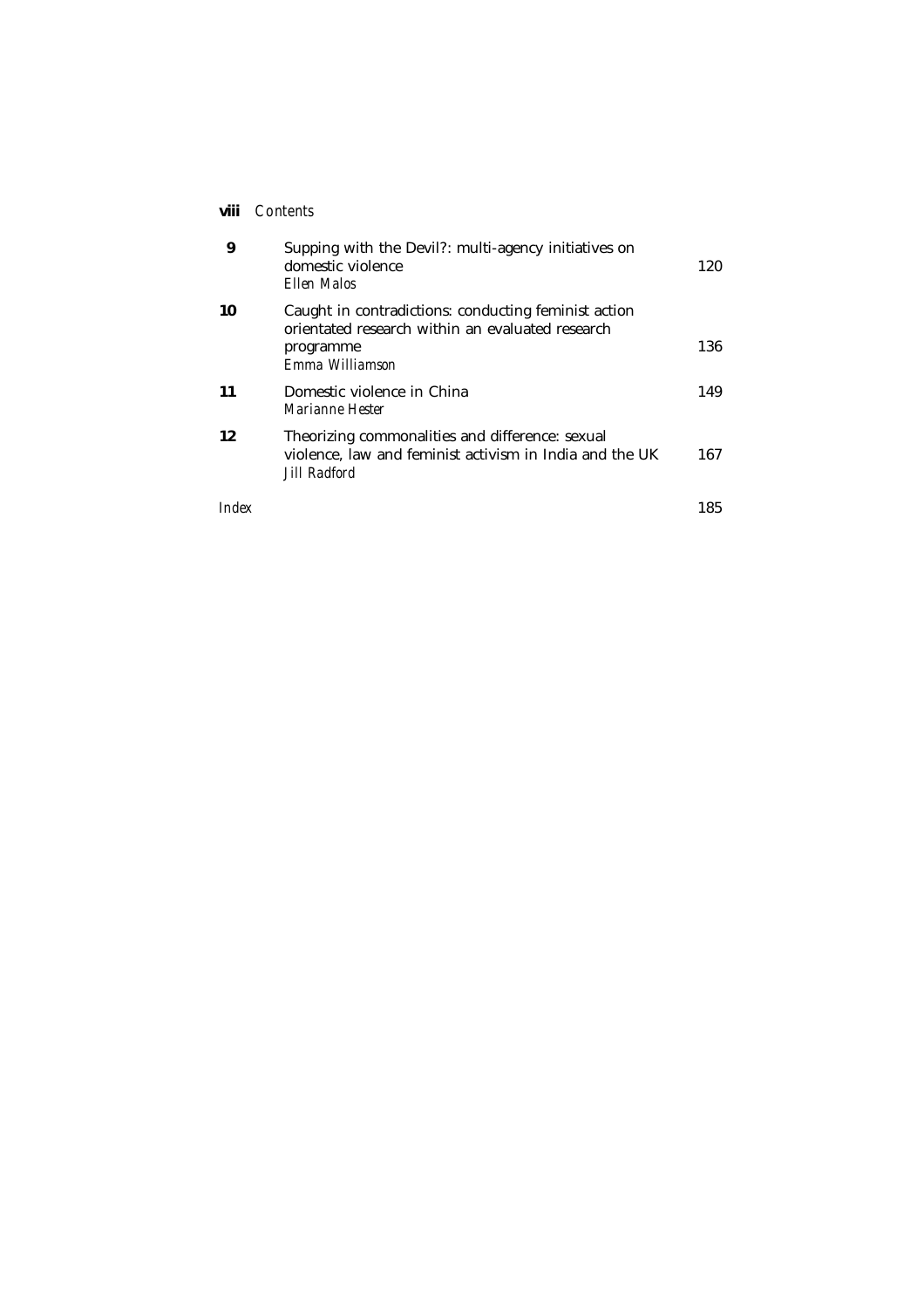| | | |
|---|---|---|
| **9** | Supping with the Devil?: multi-agency initiatives on domestic violence<br>*Ellen Malos* | 120 |
| **10** | Caught in contradictions: conducting feminist action orientated research within an evaluated research programme<br>*Emma Williamson* | 136 |
| **11** | Domestic violence in China<br>*Marianne Hester* | 149 |
| **12** | Theorizing commonalities and difference: sexual violence, law and feminist activism in India and the UK<br>*Jill Radford* | 167 |
| *Index* | | 185 |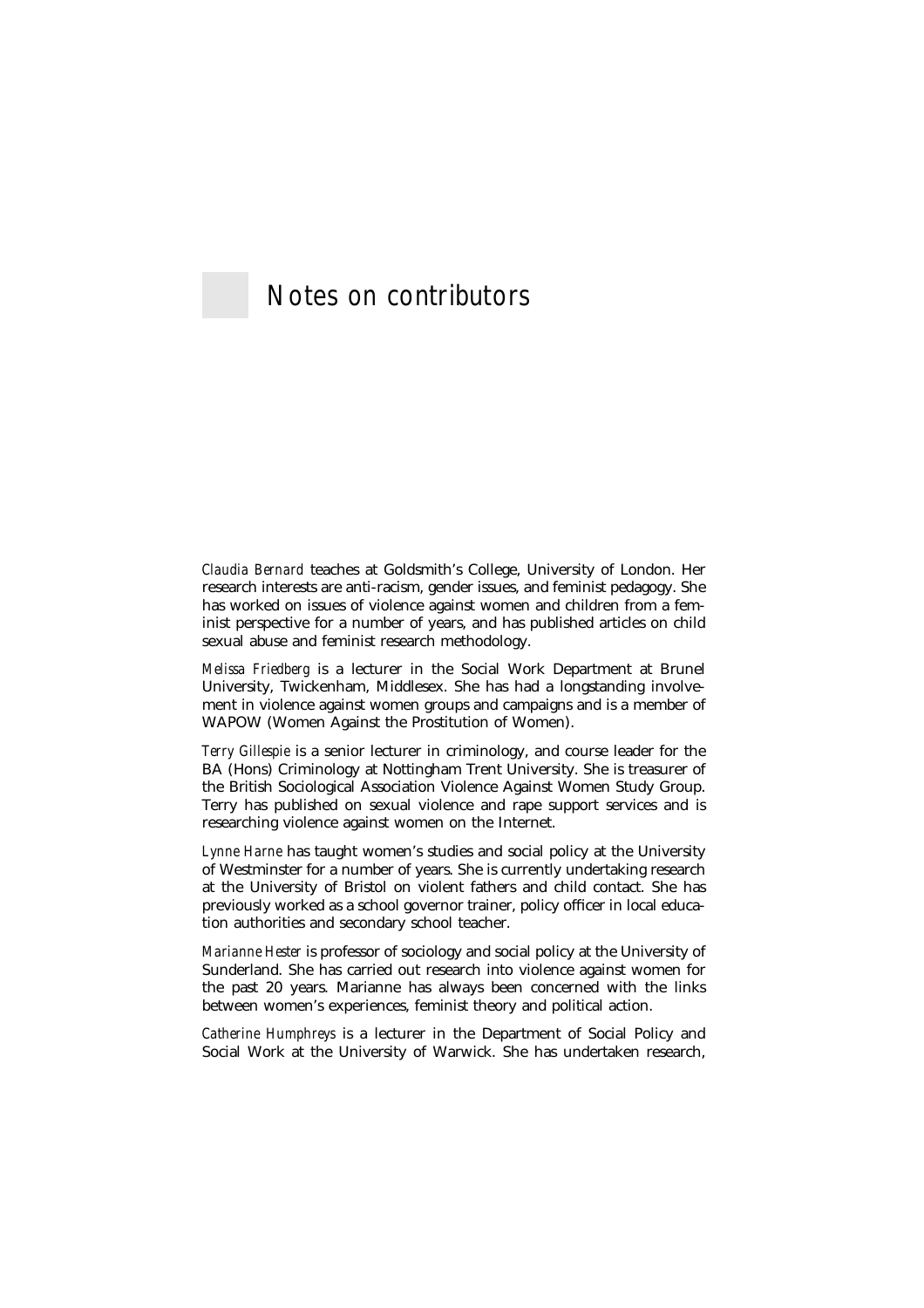# Notes on contributors

*Claudia Bernard* teaches at Goldsmith's College, University of London. Her research interests are anti-racism, gender issues, and feminist pedagogy. She has worked on issues of violence against women and children from a feminist perspective for a number of years, and has published articles on child sexual abuse and feminist research methodology.

*Melissa Friedberg* is a lecturer in the Social Work Department at Brunel University, Twickenham, Middlesex. She has had a longstanding involvement in violence against women groups and campaigns and is a member of WAPOW (Women Against the Prostitution of Women).

*Terry Gillespie* is a senior lecturer in criminology, and course leader for the BA (Hons) Criminology at Nottingham Trent University. She is treasurer of the British Sociological Association Violence Against Women Study Group. Terry has published on sexual violence and rape support services and is researching violence against women on the Internet.

*Lynne Harne* has taught women's studies and social policy at the University of Westminster for a number of years. She is currently undertaking research at the University of Bristol on violent fathers and child contact. She has previously worked as a school governor trainer, policy officer in local education authorities and secondary school teacher.

*Marianne Hester* is professor of sociology and social policy at the University of Sunderland. She has carried out research into violence against women for the past 20 years. Marianne has always been concerned with the links between women's experiences, feminist theory and political action.

*Catherine Humphreys* is a lecturer in the Department of Social Policy and Social Work at the University of Warwick. She has undertaken research,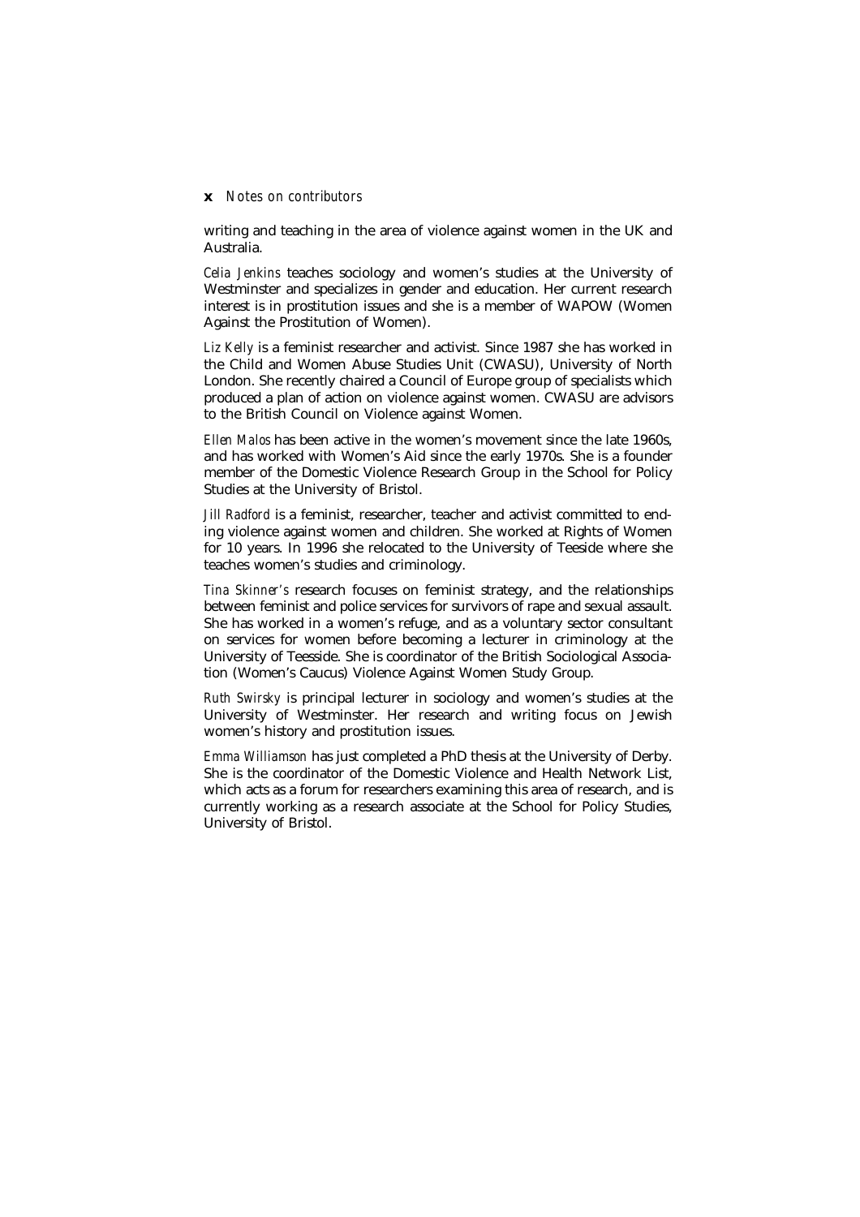writing and teaching in the area of violence against women in the UK and Australia.

*Celia Jenkins* teaches sociology and women's studies at the University of Westminster and specializes in gender and education. Her current research interest is in prostitution issues and she is a member of WAPOW (Women Against the Prostitution of Women).

*Liz Kelly* is a feminist researcher and activist. Since 1987 she has worked in the Child and Women Abuse Studies Unit (CWASU), University of North London. She recently chaired a Council of Europe group of specialists which produced a plan of action on violence against women. CWASU are advisors to the British Council on Violence against Women.

*Ellen Malos* has been active in the women's movement since the late 1960s, and has worked with Women's Aid since the early 1970s. She is a founder member of the Domestic Violence Research Group in the School for Policy Studies at the University of Bristol.

*Jill Radford* is a feminist, researcher, teacher and activist committed to ending violence against women and children. She worked at Rights of Women for 10 years. In 1996 she relocated to the University of Teeside where she teaches women's studies and criminology.

*Tina Skinner's* research focuses on feminist strategy, and the relationships between feminist and police services for survivors of rape and sexual assault. She has worked in a women's refuge, and as a voluntary sector consultant on services for women before becoming a lecturer in criminology at the University of Teesside. She is coordinator of the British Sociological Association (Women's Caucus) Violence Against Women Study Group.

*Ruth Swirsky* is principal lecturer in sociology and women's studies at the University of Westminster. Her research and writing focus on Jewish women's history and prostitution issues.

*Emma Williamson* has just completed a PhD thesis at the University of Derby. She is the coordinator of the Domestic Violence and Health Network List, which acts as a forum for researchers examining this area of research, and is currently working as a research associate at the School for Policy Studies, University of Bristol.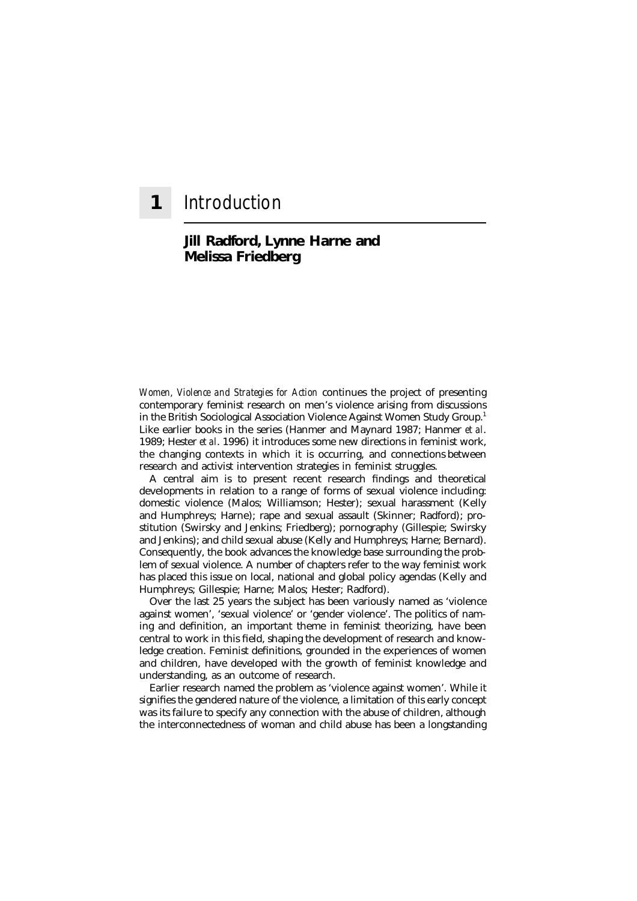# 1 Introduction

**Jill Radford, Lynne Harne and Melissa Friedberg**

*Women, Violence and Strategies for Action* continues the project of presenting contemporary feminist research on men's violence arising from discussions in the British Sociological Association Violence Against Women Study Group.[1] Like earlier books in the series (Hanmer and Maynard 1987; Hanmer *et al*. 1989; Hester *et al*. 1996) it introduces some new directions in feminist work, the changing contexts in which it is occurring, and connections between research and activist intervention strategies in feminist struggles.

A central aim is to present recent research findings and theoretical developments in relation to a range of forms of sexual violence including: domestic violence (Malos; Williamson; Hester); sexual harassment (Kelly and Humphreys; Harne); rape and sexual assault (Skinner; Radford); prostitution (Swirsky and Jenkins; Friedberg); pornography (Gillespie; Swirsky and Jenkins); and child sexual abuse (Kelly and Humphreys; Harne; Bernard). Consequently, the book advances the knowledge base surrounding the problem of sexual violence. A number of chapters refer to the way feminist work has placed this issue on local, national and global policy agendas (Kelly and Humphreys; Gillespie; Harne; Malos; Hester; Radford).

Over the last 25 years the subject has been variously named as 'violence against women', 'sexual violence' or 'gender violence'. The politics of naming and definition, an important theme in feminist theorizing, have been central to work in this field, shaping the development of research and knowledge creation. Feminist definitions, grounded in the experiences of women and children, have developed with the growth of feminist knowledge and understanding, as an outcome of research.

Earlier research named the problem as 'violence against women'. While it signifies the gendered nature of the violence, a limitation of this early concept was its failure to specify any connection with the abuse of children, although the interconnectedness of woman and child abuse has been a longstanding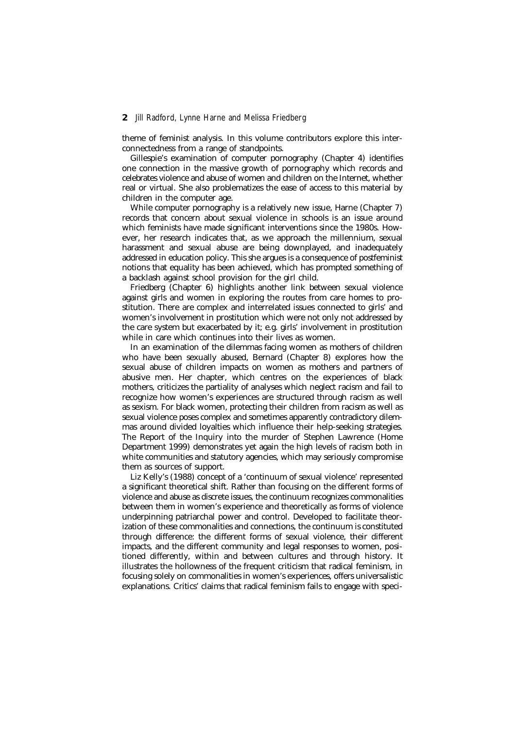theme of feminist analysis. In this volume contributors explore this interconnectedness from a range of standpoints.

Gillespie's examination of computer pornography (Chapter 4) identifies one connection in the massive growth of pornography which records and celebrates violence and abuse of women and children on the Internet, whether real or virtual. She also problematizes the ease of access to this material by children in the computer age.

While computer pornography is a relatively new issue, Harne (Chapter 7) records that concern about sexual violence in schools is an issue around which feminists have made significant interventions since the 1980s. However, her research indicates that, as we approach the millennium, sexual harassment and sexual abuse are being downplayed, and inadequately addressed in education policy. This she argues is a consequence of postfeminist notions that equality has been achieved, which has prompted something of a backlash against school provision for the girl child.

Friedberg (Chapter 6) highlights another link between sexual violence against girls and women in exploring the routes from care homes to prostitution. There are complex and interrelated issues connected to girls' and women's involvement in prostitution which were not only not addressed by the care system but exacerbated by it; e.g. girls' involvement in prostitution while in care which continues into their lives as women.

In an examination of the dilemmas facing women as mothers of children who have been sexually abused, Bernard (Chapter 8) explores how the sexual abuse of children impacts on women as mothers and partners of abusive men. Her chapter, which centres on the experiences of black mothers, criticizes the partiality of analyses which neglect racism and fail to recognize how women's experiences are structured through racism as well as sexism. For black women, protecting their children from racism as well as sexual violence poses complex and sometimes apparently contradictory dilemmas around divided loyalties which influence their help-seeking strategies. The Report of the Inquiry into the murder of Stephen Lawrence (Home Department 1999) demonstrates yet again the high levels of racism both in white communities and statutory agencies, which may seriously compromise them as sources of support.

Liz Kelly's (1988) concept of a 'continuum of sexual violence' represented a significant theoretical shift. Rather than focusing on the different forms of violence and abuse as discrete issues, the continuum recognizes commonalities between them in women's experience and theoretically as forms of violence underpinning patriarchal power and control. Developed to facilitate theorization of these commonalities and connections, the continuum is constituted through difference: the different forms of sexual violence, their different impacts, and the different community and legal responses to women, positioned differently, within and between cultures and through history. It illustrates the hollowness of the frequent criticism that radical feminism, in focusing solely on commonalities in women's experiences, offers universalistic explanations. Critics' claims that radical feminism fails to engage with speci-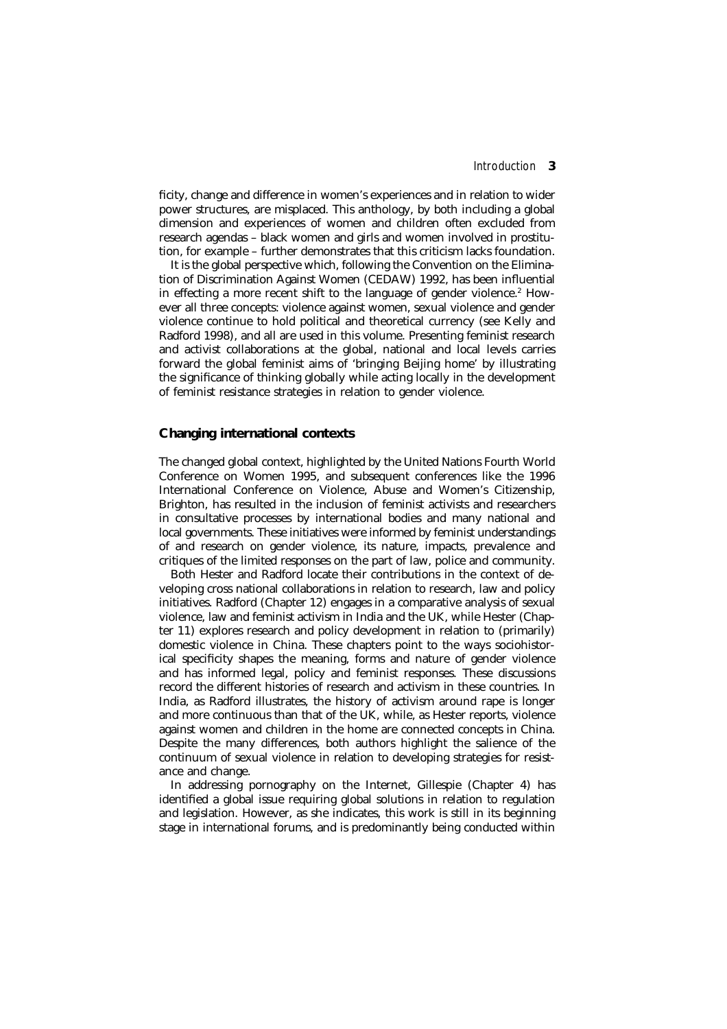ficity, change and difference in women's experiences and in relation to wider power structures, are misplaced. This anthology, by both including a global dimension and experiences of women and children often excluded from research agendas – black women and girls and women involved in prostitution, for example – further demonstrates that this criticism lacks foundation.

It is the global perspective which, following the Convention on the Elimination of Discrimination Against Women (CEDAW) 1992, has been influential in effecting a more recent shift to the language of gender violence.[2] However all three concepts: violence against women, sexual violence and gender violence continue to hold political and theoretical currency (see Kelly and Radford 1998), and all are used in this volume. Presenting feminist research and activist collaborations at the global, national and local levels carries forward the global feminist aims of 'bringing Beijing home' by illustrating the significance of thinking globally while acting locally in the development of feminist resistance strategies in relation to gender violence.

## Changing international contexts

The changed global context, highlighted by the United Nations Fourth World Conference on Women 1995, and subsequent conferences like the 1996 International Conference on Violence, Abuse and Women's Citizenship, Brighton, has resulted in the inclusion of feminist activists and researchers in consultative processes by international bodies and many national and local governments. These initiatives were informed by feminist understandings of and research on gender violence, its nature, impacts, prevalence and critiques of the limited responses on the part of law, police and community.

Both Hester and Radford locate their contributions in the context of developing cross national collaborations in relation to research, law and policy initiatives. Radford (Chapter 12) engages in a comparative analysis of sexual violence, law and feminist activism in India and the UK, while Hester (Chapter 11) explores research and policy development in relation to (primarily) domestic violence in China. These chapters point to the ways sociohistorical specificity shapes the meaning, forms and nature of gender violence and has informed legal, policy and feminist responses. These discussions record the different histories of research and activism in these countries. In India, as Radford illustrates, the history of activism around rape is longer and more continuous than that of the UK, while, as Hester reports, violence against women and children in the home are connected concepts in China. Despite the many differences, both authors highlight the salience of the continuum of sexual violence in relation to developing strategies for resistance and change.

In addressing pornography on the Internet, Gillespie (Chapter 4) has identified a global issue requiring global solutions in relation to regulation and legislation. However, as she indicates, this work is still in its beginning stage in international forums, and is predominantly being conducted within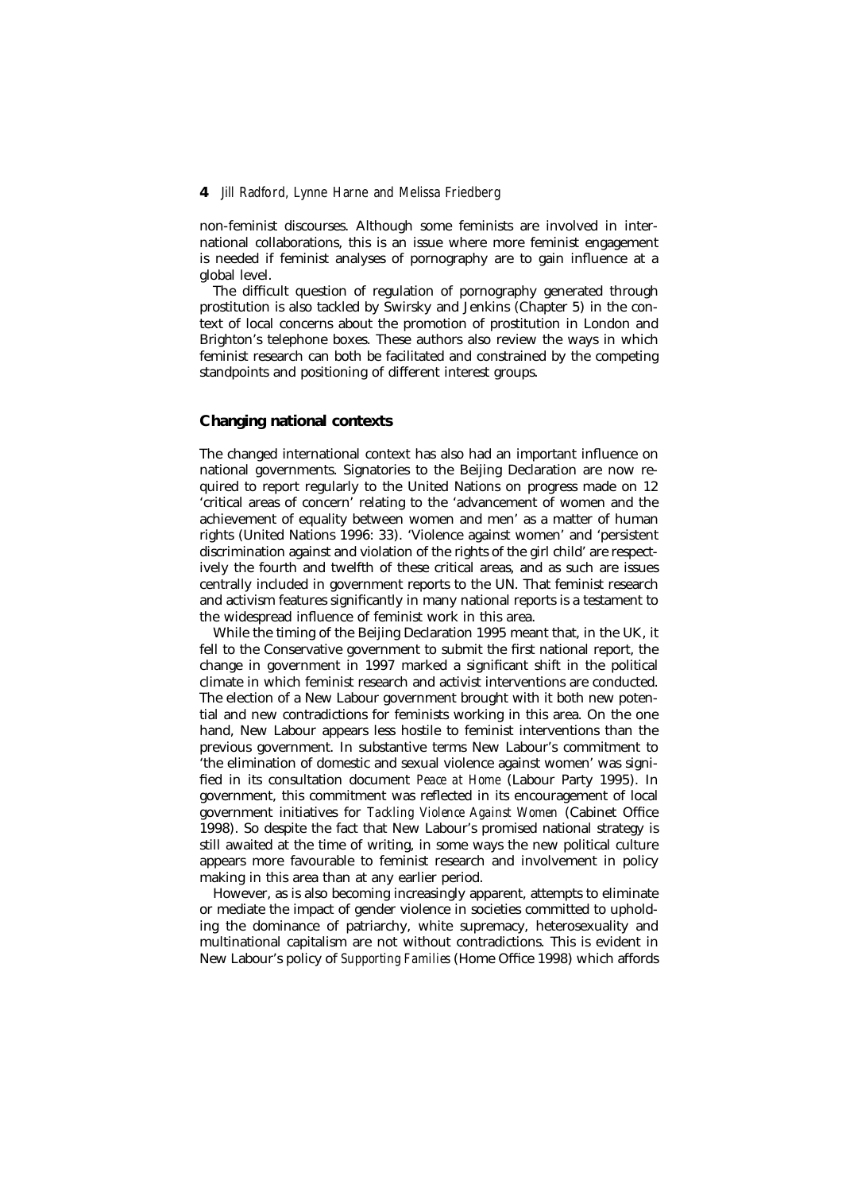non-feminist discourses. Although some feminists are involved in international collaborations, this is an issue where more feminist engagement is needed if feminist analyses of pornography are to gain influence at a global level.

The difficult question of regulation of pornography generated through prostitution is also tackled by Swirsky and Jenkins (Chapter 5) in the context of local concerns about the promotion of prostitution in London and Brighton's telephone boxes. These authors also review the ways in which feminist research can both be facilitated and constrained by the competing standpoints and positioning of different interest groups.

## Changing national contexts

The changed international context has also had an important influence on national governments. Signatories to the Beijing Declaration are now required to report regularly to the United Nations on progress made on 12 'critical areas of concern' relating to the 'advancement of women and the achievement of equality between women and men' as a matter of human rights (United Nations 1996: 33). 'Violence against women' and 'persistent discrimination against and violation of the rights of the girl child' are respectively the fourth and twelfth of these critical areas, and as such are issues centrally included in government reports to the UN. That feminist research and activism features significantly in many national reports is a testament to the widespread influence of feminist work in this area.

While the timing of the Beijing Declaration 1995 meant that, in the UK, it fell to the Conservative government to submit the first national report, the change in government in 1997 marked a significant shift in the political climate in which feminist research and activist interventions are conducted. The election of a New Labour government brought with it both new potential and new contradictions for feminists working in this area. On the one hand, New Labour appears less hostile to feminist interventions than the previous government. In substantive terms New Labour's commitment to 'the elimination of domestic and sexual violence against women' was signified in its consultation document *Peace at Home* (Labour Party 1995). In government, this commitment was reflected in its encouragement of local government initiatives for *Tackling Violence Against Women* (Cabinet Office 1998). So despite the fact that New Labour's promised national strategy is still awaited at the time of writing, in some ways the new political culture appears more favourable to feminist research and involvement in policy making in this area than at any earlier period.

However, as is also becoming increasingly apparent, attempts to eliminate or mediate the impact of gender violence in societies committed to upholding the dominance of patriarchy, white supremacy, heterosexuality and multinational capitalism are not without contradictions. This is evident in New Labour's policy of *Supporting Families* (Home Office 1998) which affords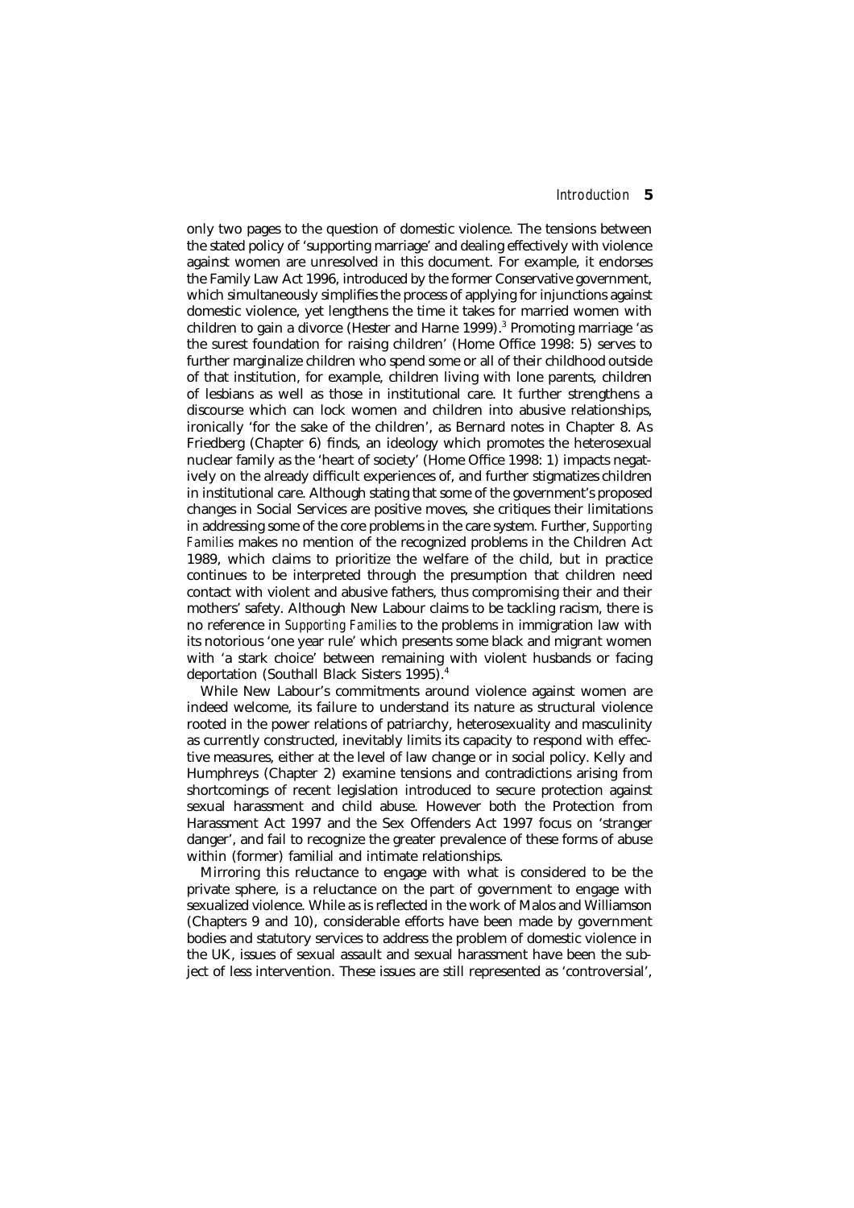only two pages to the question of domestic violence. The tensions between the stated policy of 'supporting marriage' and dealing effectively with violence against women are unresolved in this document. For example, it endorses the Family Law Act 1996, introduced by the former Conservative government, which simultaneously simplifies the process of applying for injunctions against domestic violence, yet lengthens the time it takes for married women with children to gain a divorce (Hester and Harne 1999).[3] Promoting marriage 'as the surest foundation for raising children' (Home Office 1998: 5) serves to further marginalize children who spend some or all of their childhood outside of that institution, for example, children living with lone parents, children of lesbians as well as those in institutional care. It further strengthens a discourse which can lock women and children into abusive relationships, ironically 'for the sake of the children', as Bernard notes in Chapter 8. As Friedberg (Chapter 6) finds, an ideology which promotes the heterosexual nuclear family as the 'heart of society' (Home Office 1998: 1) impacts negatively on the already difficult experiences of, and further stigmatizes children in institutional care. Although stating that some of the government's proposed changes in Social Services are positive moves, she critiques their limitations in addressing some of the core problems in the care system. Further, *Supporting Families* makes no mention of the recognized problems in the Children Act 1989, which claims to prioritize the welfare of the child, but in practice continues to be interpreted through the presumption that children need contact with violent and abusive fathers, thus compromising their and their mothers' safety. Although New Labour claims to be tackling racism, there is no reference in *Supporting Families* to the problems in immigration law with its notorious 'one year rule' which presents some black and migrant women with 'a stark choice' between remaining with violent husbands or facing deportation (Southall Black Sisters 1995).[4]

While New Labour's commitments around violence against women are indeed welcome, its failure to understand its nature as structural violence rooted in the power relations of patriarchy, heterosexuality and masculinity as currently constructed, inevitably limits its capacity to respond with effective measures, either at the level of law change or in social policy. Kelly and Humphreys (Chapter 2) examine tensions and contradictions arising from shortcomings of recent legislation introduced to secure protection against sexual harassment and child abuse. However both the Protection from Harassment Act 1997 and the Sex Offenders Act 1997 focus on 'stranger danger', and fail to recognize the greater prevalence of these forms of abuse within (former) familial and intimate relationships.

Mirroring this reluctance to engage with what is considered to be the private sphere, is a reluctance on the part of government to engage with sexualized violence. While as is reflected in the work of Malos and Williamson (Chapters 9 and 10), considerable efforts have been made by government bodies and statutory services to address the problem of domestic violence in the UK, issues of sexual assault and sexual harassment have been the subject of less intervention. These issues are still represented as 'controversial',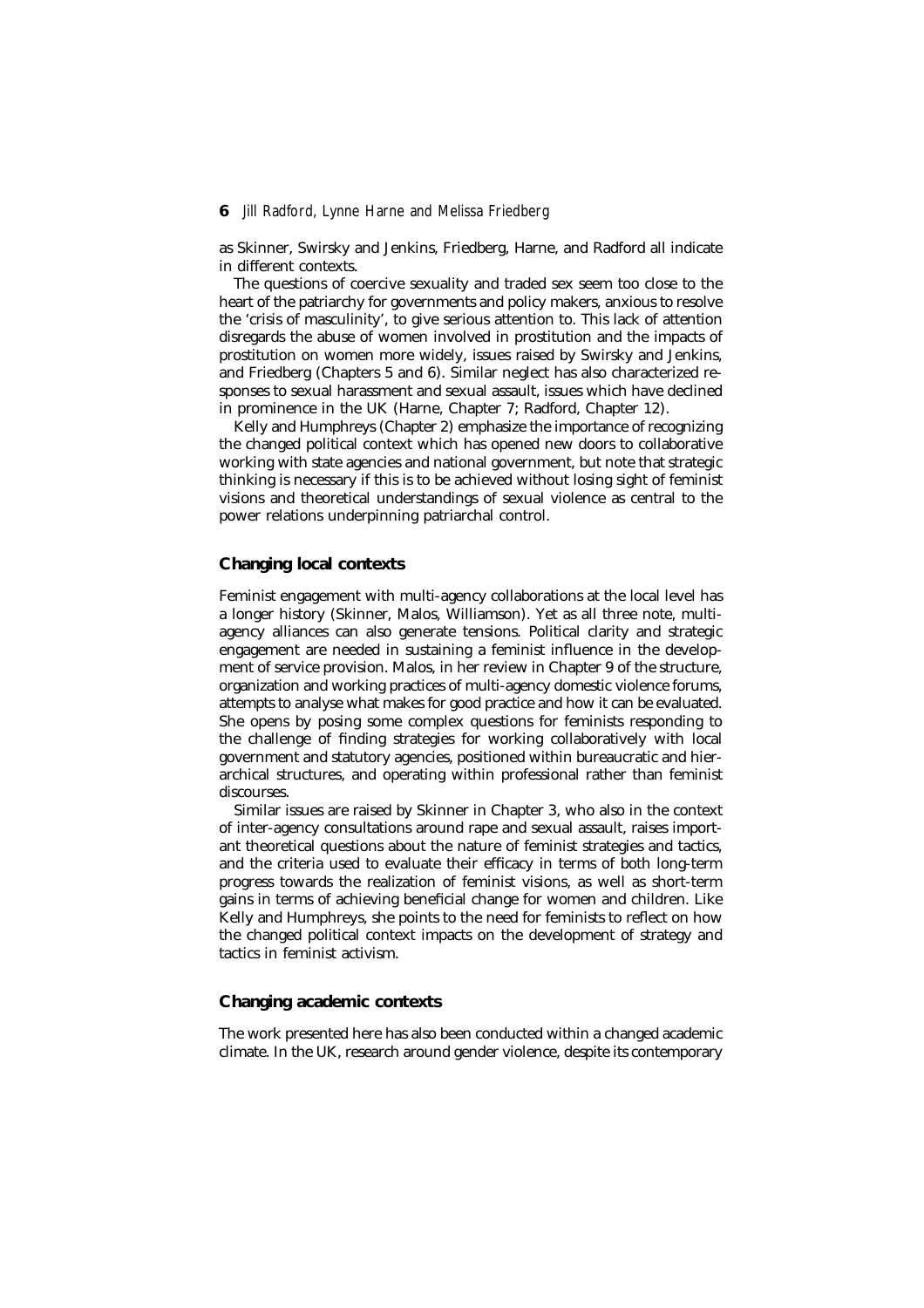as Skinner, Swirsky and Jenkins, Friedberg, Harne, and Radford all indicate in different contexts.

The questions of coercive sexuality and traded sex seem too close to the heart of the patriarchy for governments and policy makers, anxious to resolve the 'crisis of masculinity', to give serious attention to. This lack of attention disregards the abuse of women involved in prostitution and the impacts of prostitution on women more widely, issues raised by Swirsky and Jenkins, and Friedberg (Chapters 5 and 6). Similar neglect has also characterized responses to sexual harassment and sexual assault, issues which have declined in prominence in the UK (Harne, Chapter 7; Radford, Chapter 12).

Kelly and Humphreys (Chapter 2) emphasize the importance of recognizing the changed political context which has opened new doors to collaborative working with state agencies and national government, but note that strategic thinking is necessary if this is to be achieved without losing sight of feminist visions and theoretical understandings of sexual violence as central to the power relations underpinning patriarchal control.

## Changing local contexts

Feminist engagement with multi-agency collaborations at the local level has a longer history (Skinner, Malos, Williamson). Yet as all three note, multi-agency alliances can also generate tensions. Political clarity and strategic engagement are needed in sustaining a feminist influence in the development of service provision. Malos, in her review in Chapter 9 of the structure, organization and working practices of multi-agency domestic violence forums, attempts to analyse what makes for good practice and how it can be evaluated. She opens by posing some complex questions for feminists responding to the challenge of finding strategies for working collaboratively with local government and statutory agencies, positioned within bureaucratic and hierarchical structures, and operating within professional rather than feminist discourses.

Similar issues are raised by Skinner in Chapter 3, who also in the context of inter-agency consultations around rape and sexual assault, raises important theoretical questions about the nature of feminist strategies and tactics, and the criteria used to evaluate their efficacy in terms of both long-term progress towards the realization of feminist visions, as well as short-term gains in terms of achieving beneficial change for women and children. Like Kelly and Humphreys, she points to the need for feminists to reflect on how the changed political context impacts on the development of strategy and tactics in feminist activism.

## Changing academic contexts

The work presented here has also been conducted within a changed academic climate. In the UK, research around gender violence, despite its contemporary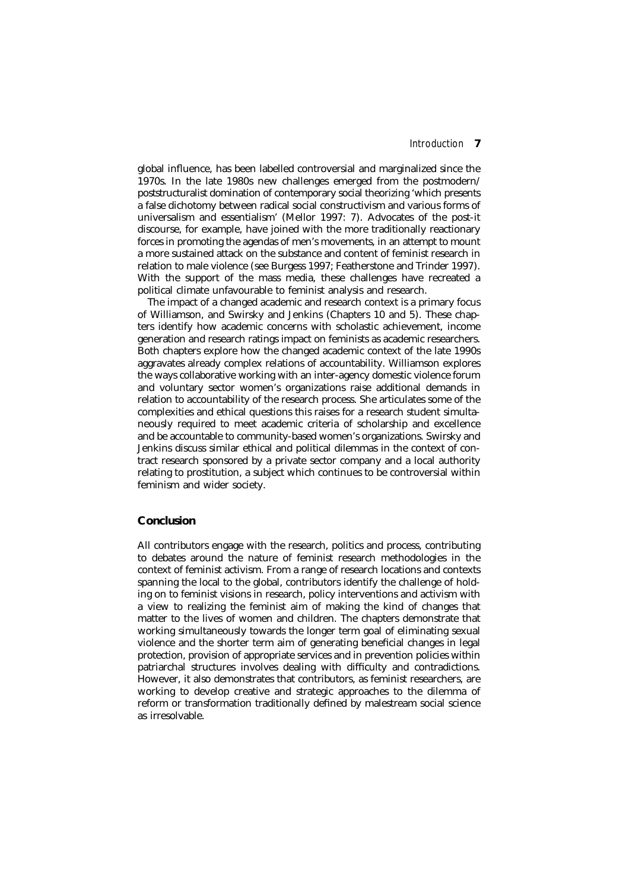global influence, has been labelled controversial and marginalized since the 1970s. In the late 1980s new challenges emerged from the postmodern/poststructuralist domination of contemporary social theorizing 'which presents a false dichotomy between radical social constructivism and various forms of universalism and essentialism' (Mellor 1997: 7). Advocates of the post-it discourse, for example, have joined with the more traditionally reactionary forces in promoting the agendas of men's movements, in an attempt to mount a more sustained attack on the substance and content of feminist research in relation to male violence (see Burgess 1997; Featherstone and Trinder 1997). With the support of the mass media, these challenges have recreated a political climate unfavourable to feminist analysis and research.

The impact of a changed academic and research context is a primary focus of Williamson, and Swirsky and Jenkins (Chapters 10 and 5). These chapters identify how academic concerns with scholastic achievement, income generation and research ratings impact on feminists as academic researchers. Both chapters explore how the changed academic context of the late 1990s aggravates already complex relations of accountability. Williamson explores the ways collaborative working with an inter-agency domestic violence forum and voluntary sector women's organizations raise additional demands in relation to accountability of the research process. She articulates some of the complexities and ethical questions this raises for a research student simultaneously required to meet academic criteria of scholarship and excellence and be accountable to community-based women's organizations. Swirsky and Jenkins discuss similar ethical and political dilemmas in the context of contract research sponsored by a private sector company and a local authority relating to prostitution, a subject which continues to be controversial within feminism and wider society.

## Conclusion

All contributors engage with the research, politics and process, contributing to debates around the nature of feminist research methodologies in the context of feminist activism. From a range of research locations and contexts spanning the local to the global, contributors identify the challenge of holding on to feminist visions in research, policy interventions and activism with a view to realizing the feminist aim of making the kind of changes that matter to the lives of women and children. The chapters demonstrate that working simultaneously towards the longer term goal of eliminating sexual violence and the shorter term aim of generating beneficial changes in legal protection, provision of appropriate services and in prevention policies within patriarchal structures involves dealing with difficulty and contradictions. However, it also demonstrates that contributors, as feminist researchers, are working to develop creative and strategic approaches to the dilemma of reform or transformation traditionally defined by malestream social science as irresolvable.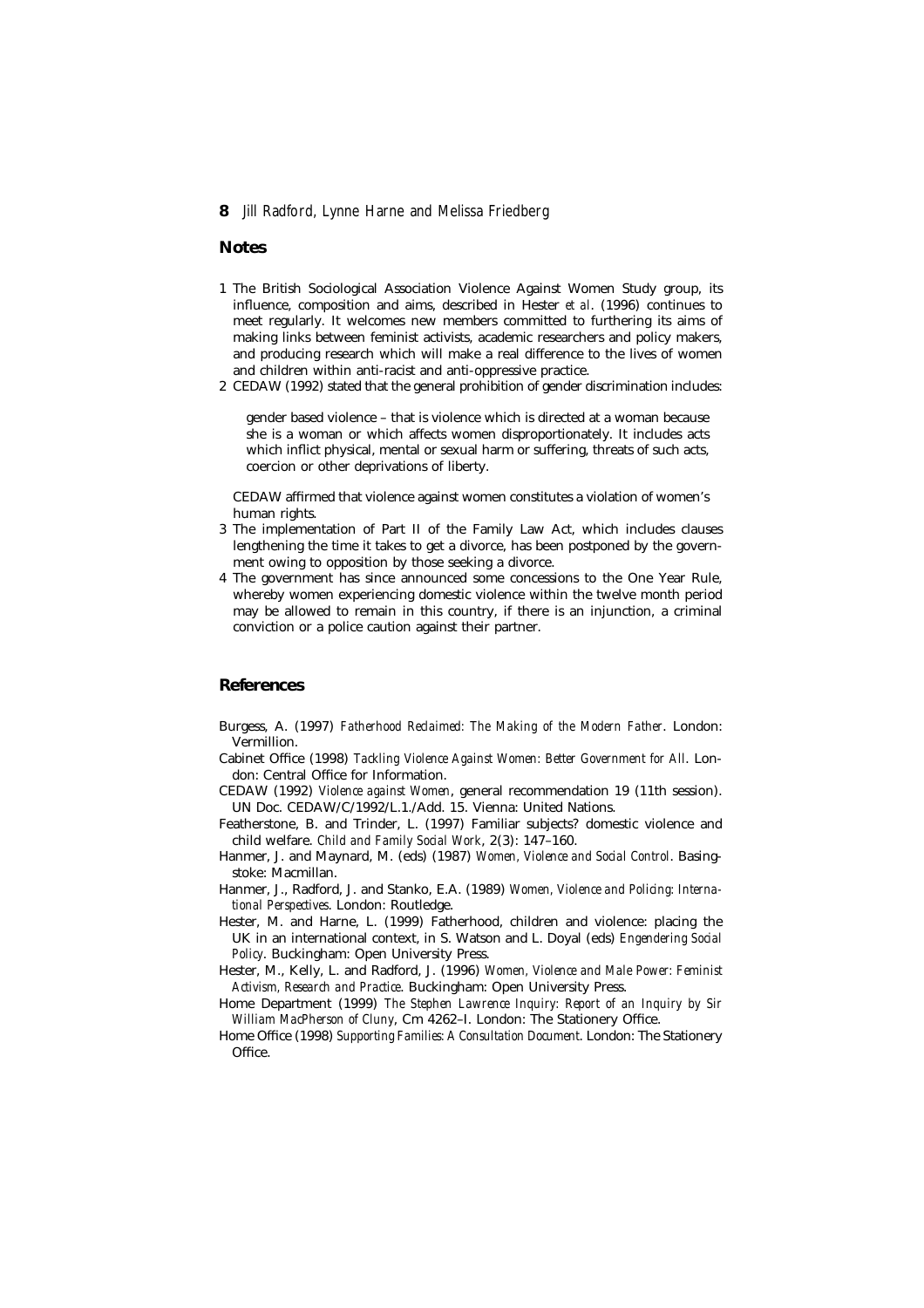## Notes

1. The British Sociological Association Violence Against Women Study group, its influence, composition and aims, described in Hester *et al*. (1996) continues to meet regularly. It welcomes new members committed to furthering its aims of making links between feminist activists, academic researchers and policy makers, and producing research which will make a real difference to the lives of women and children within anti-racist and anti-oppressive practice.
2. CEDAW (1992) stated that the general prohibition of gender discrimination includes:

   > gender based violence – that is violence which is directed at a woman because she is a woman or which affects women disproportionately. It includes acts which inflict physical, mental or sexual harm or suffering, threats of such acts, coercion or other deprivations of liberty.

   CEDAW affirmed that violence against women constitutes a violation of women's human rights.
3. The implementation of Part II of the Family Law Act, which includes clauses lengthening the time it takes to get a divorce, has been postponed by the government owing to opposition by those seeking a divorce.
4. The government has since announced some concessions to the One Year Rule, whereby women experiencing domestic violence within the twelve month period may be allowed to remain in this country, if there is an injunction, a criminal conviction or a police caution against their partner.

## References

Burgess, A. (1997) *Fatherhood Reclaimed: The Making of the Modern Father*. London: Vermillion.

Cabinet Office (1998) *Tackling Violence Against Women: Better Government for All*. London: Central Office for Information.

CEDAW (1992) *Violence against Women*, general recommendation 19 (11th session). UN Doc. CEDAW/C/1992/L.1./Add. 15. Vienna: United Nations.

Featherstone, B. and Trinder, L. (1997) Familiar subjects? domestic violence and child welfare. *Child and Family Social Work*, 2(3): 147–160.

Hanmer, J. and Maynard, M. (eds) (1987) *Women, Violence and Social Control*. Basingstoke: Macmillan.

Hanmer, J., Radford, J. and Stanko, E.A. (1989) *Women, Violence and Policing: International Perspectives*. London: Routledge.

Hester, M. and Harne, L. (1999) Fatherhood, children and violence: placing the UK in an international context, in S. Watson and L. Doyal (eds) *Engendering Social Policy*. Buckingham: Open University Press.

Hester, M., Kelly, L. and Radford, J. (1996) *Women, Violence and Male Power: Feminist Activism, Research and Practice*. Buckingham: Open University Press.

Home Department (1999) *The Stephen Lawrence Inquiry: Report of an Inquiry by Sir William MacPherson of Cluny*, Cm 4262–I. London: The Stationery Office.

Home Office (1998) *Supporting Families: A Consultation Document*. London: The Stationery Office.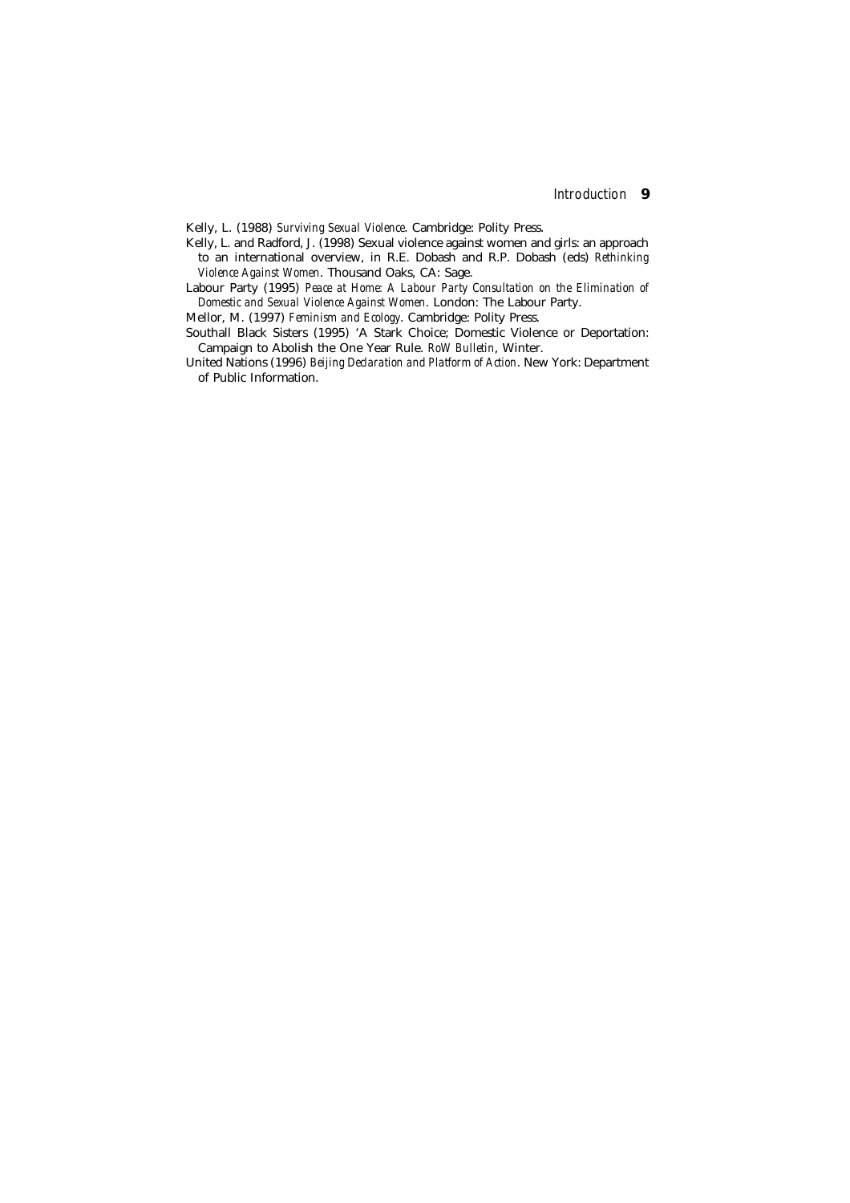Kelly, L. (1988) *Surviving Sexual Violence*. Cambridge: Polity Press.

Kelly, L. and Radford, J. (1998) Sexual violence against women and girls: an approach to an international overview, in R.E. Dobash and R.P. Dobash (eds) *Rethinking Violence Against Women*. Thousand Oaks, CA: Sage.

Labour Party (1995) *Peace at Home: A Labour Party Consultation on the Elimination of Domestic and Sexual Violence Against Women*. London: The Labour Party.

Mellor, M. (1997) *Feminism and Ecology*. Cambridge: Polity Press.

Southall Black Sisters (1995) 'A Stark Choice; Domestic Violence or Deportation: Campaign to Abolish the One Year Rule. *RoW Bulletin*, Winter.

United Nations (1996) *Beijing Declaration and Platform of Action*. New York: Department of Public Information.